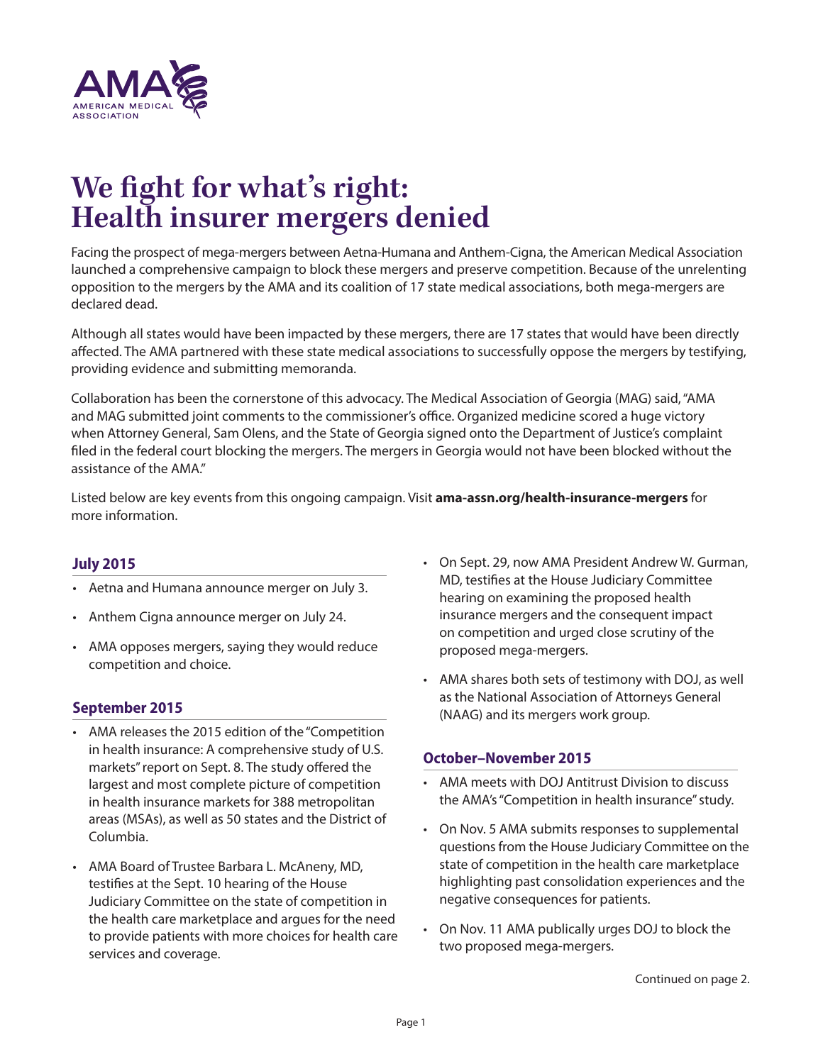AMA
AMERICAN MEDICAL ASSOCIATION

# We fight for what's right: Health insurer mergers denied

Facing the prospect of mega-mergers between Aetna-Humana and Anthem-Cigna, the American Medical Association launched a comprehensive campaign to block these mergers and preserve competition. Because of the unrelenting opposition to the mergers by the AMA and its coalition of 17 state medical associations, both mega-mergers are declared dead.

Although all states would have been impacted by these mergers, there are 17 states that would have been directly affected. The AMA partnered with these state medical associations to successfully oppose the mergers by testifying, providing evidence and submitting memoranda.

Collaboration has been the cornerstone of this advocacy. The Medical Association of Georgia (MAG) said, "AMA and MAG submitted joint comments to the commissioner's office. Organized medicine scored a huge victory when Attorney General, Sam Olens, and the State of Georgia signed onto the Department of Justice's complaint filed in the federal court blocking the mergers. The mergers in Georgia would not have been blocked without the assistance of the AMA."

Listed below are key events from this ongoing campaign. Visit **ama-assn.org/health-insurance-mergers** for more information.

## July 2015

- Aetna and Humana announce merger on July 3.
- Anthem Cigna announce merger on July 24.
- AMA opposes mergers, saying they would reduce competition and choice.

## September 2015

- AMA releases the 2015 edition of the "Competition in health insurance: A comprehensive study of U.S. markets" report on Sept. 8. The study offered the largest and most complete picture of competition in health insurance markets for 388 metropolitan areas (MSAs), as well as 50 states and the District of Columbia.
- AMA Board of Trustee Barbara L. McAneny, MD, testifies at the Sept. 10 hearing of the House Judiciary Committee on the state of competition in the health care marketplace and argues for the need to provide patients with more choices for health care services and coverage.
- On Sept. 29, now AMA President Andrew W. Gurman, MD, testifies at the House Judiciary Committee hearing on examining the proposed health insurance mergers and the consequent impact on competition and urged close scrutiny of the proposed mega-mergers.
- AMA shares both sets of testimony with DOJ, as well as the National Association of Attorneys General (NAAG) and its mergers work group.

## October–November 2015

- AMA meets with DOJ Antitrust Division to discuss the AMA's "Competition in health insurance" study.
- On Nov. 5 AMA submits responses to supplemental questions from the House Judiciary Committee on the state of competition in the health care marketplace highlighting past consolidation experiences and the negative consequences for patients.
- On Nov. 11 AMA publically urges DOJ to block the two proposed mega-mergers.

Continued on page 2.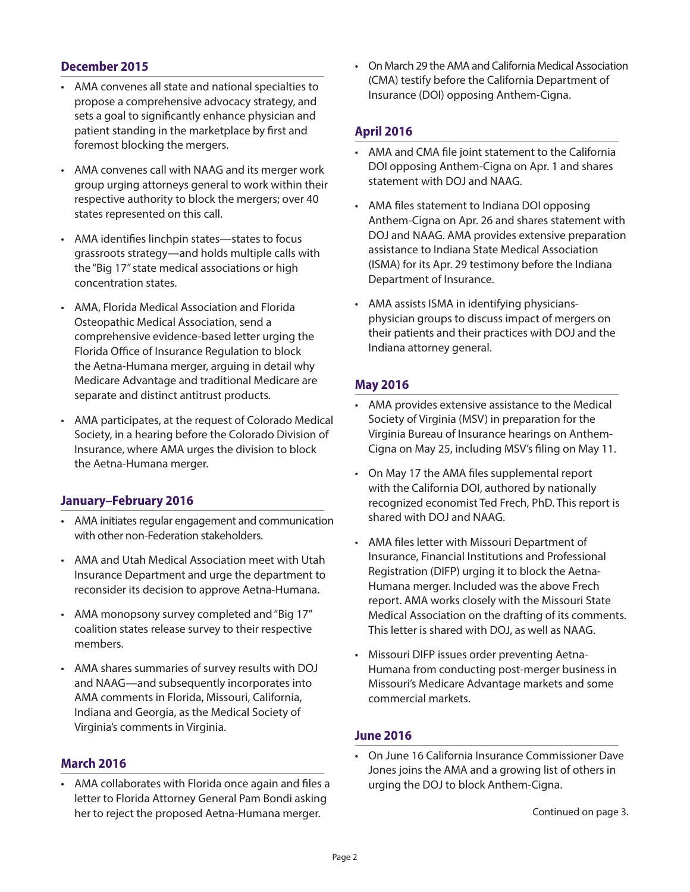## December 2015

- AMA convenes all state and national specialties to propose a comprehensive advocacy strategy, and sets a goal to significantly enhance physician and patient standing in the marketplace by first and foremost blocking the mergers.
- AMA convenes call with NAAG and its merger work group urging attorneys general to work within their respective authority to block the mergers; over 40 states represented on this call.
- AMA identifies linchpin states—states to focus grassroots strategy—and holds multiple calls with the "Big 17" state medical associations or high concentration states.
- AMA, Florida Medical Association and Florida Osteopathic Medical Association, send a comprehensive evidence-based letter urging the Florida Office of Insurance Regulation to block the Aetna-Humana merger, arguing in detail why Medicare Advantage and traditional Medicare are separate and distinct antitrust products.
- AMA participates, at the request of Colorado Medical Society, in a hearing before the Colorado Division of Insurance, where AMA urges the division to block the Aetna-Humana merger.

## January–February 2016

- AMA initiates regular engagement and communication with other non-Federation stakeholders.
- AMA and Utah Medical Association meet with Utah Insurance Department and urge the department to reconsider its decision to approve Aetna-Humana.
- AMA monopsony survey completed and "Big 17" coalition states release survey to their respective members.
- AMA shares summaries of survey results with DOJ and NAAG—and subsequently incorporates into AMA comments in Florida, Missouri, California, Indiana and Georgia, as the Medical Society of Virginia's comments in Virginia.

## March 2016

- AMA collaborates with Florida once again and files a letter to Florida Attorney General Pam Bondi asking her to reject the proposed Aetna-Humana merger.
- On March 29 the AMA and California Medical Association (CMA) testify before the California Department of Insurance (DOI) opposing Anthem-Cigna.

## April 2016

- AMA and CMA file joint statement to the California DOI opposing Anthem-Cigna on Apr. 1 and shares statement with DOJ and NAAG.
- AMA files statement to Indiana DOI opposing Anthem-Cigna on Apr. 26 and shares statement with DOJ and NAAG. AMA provides extensive preparation assistance to Indiana State Medical Association (ISMA) for its Apr. 29 testimony before the Indiana Department of Insurance.
- AMA assists ISMA in identifying physicians-physician groups to discuss impact of mergers on their patients and their practices with DOJ and the Indiana attorney general.

## May 2016

- AMA provides extensive assistance to the Medical Society of Virginia (MSV) in preparation for the Virginia Bureau of Insurance hearings on Anthem-Cigna on May 25, including MSV's filing on May 11.
- On May 17 the AMA files supplemental report with the California DOI, authored by nationally recognized economist Ted Frech, PhD. This report is shared with DOJ and NAAG.
- AMA files letter with Missouri Department of Insurance, Financial Institutions and Professional Registration (DIFP) urging it to block the Aetna-Humana merger. Included was the above Frech report. AMA works closely with the Missouri State Medical Association on the drafting of its comments. This letter is shared with DOJ, as well as NAAG.
- Missouri DIFP issues order preventing Aetna-Humana from conducting post-merger business in Missouri's Medicare Advantage markets and some commercial markets.

## June 2016

- On June 16 California Insurance Commissioner Dave Jones joins the AMA and a growing list of others in urging the DOJ to block Anthem-Cigna.

Continued on page 3.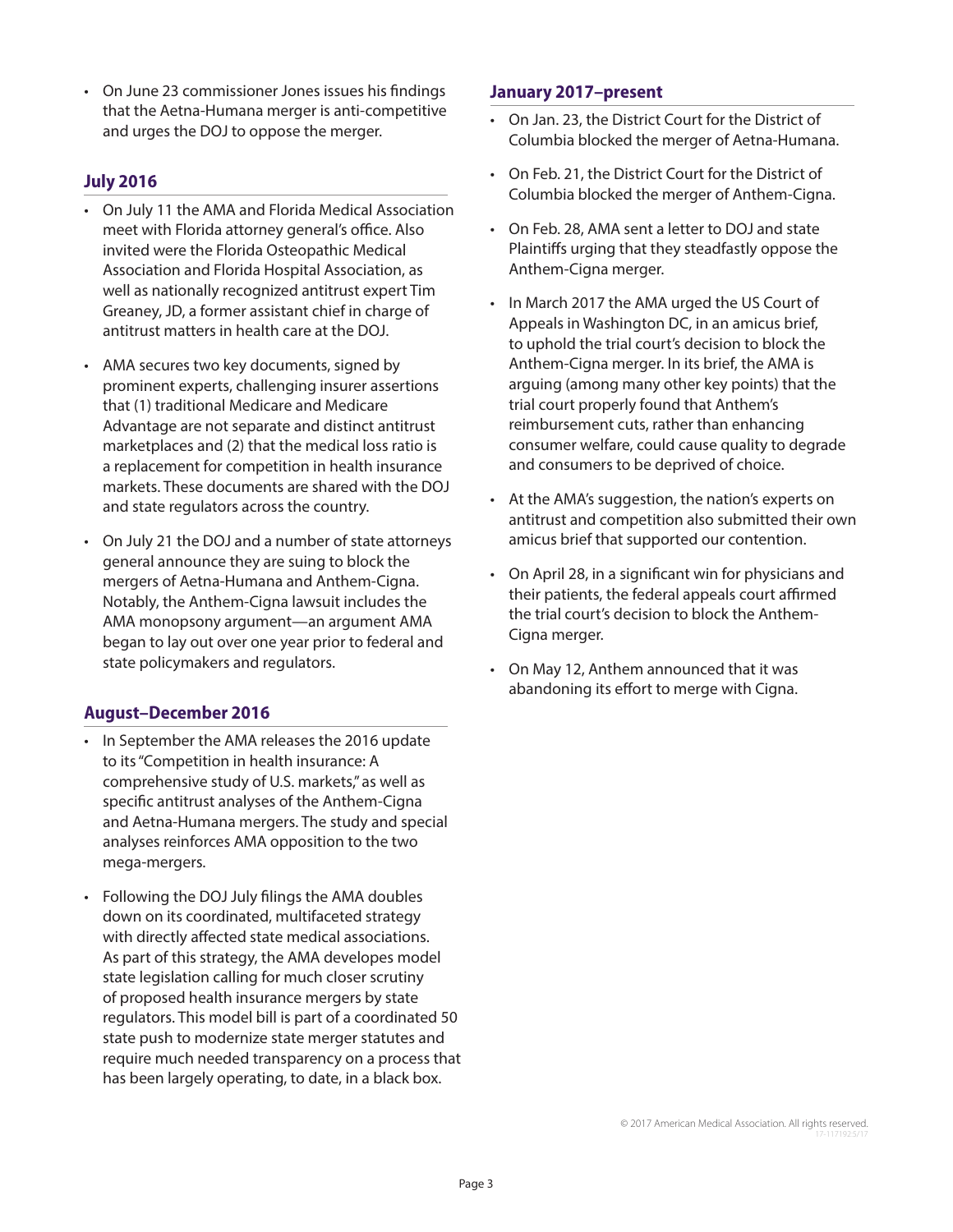- On June 23 commissioner Jones issues his findings that the Aetna-Humana merger is anti-competitive and urges the DOJ to oppose the merger.

## July 2016

- On July 11 the AMA and Florida Medical Association meet with Florida attorney general's office. Also invited were the Florida Osteopathic Medical Association and Florida Hospital Association, as well as nationally recognized antitrust expert Tim Greaney, JD, a former assistant chief in charge of antitrust matters in health care at the DOJ.
- AMA secures two key documents, signed by prominent experts, challenging insurer assertions that (1) traditional Medicare and Medicare Advantage are not separate and distinct antitrust marketplaces and (2) that the medical loss ratio is a replacement for competition in health insurance markets. These documents are shared with the DOJ and state regulators across the country.
- On July 21 the DOJ and a number of state attorneys general announce they are suing to block the mergers of Aetna-Humana and Anthem-Cigna. Notably, the Anthem-Cigna lawsuit includes the AMA monopsony argument—an argument AMA began to lay out over one year prior to federal and state policymakers and regulators.

## August–December 2016

- In September the AMA releases the 2016 update to its "Competition in health insurance: A comprehensive study of U.S. markets," as well as specific antitrust analyses of the Anthem-Cigna and Aetna-Humana mergers. The study and special analyses reinforces AMA opposition to the two mega-mergers.
- Following the DOJ July filings the AMA doubles down on its coordinated, multifaceted strategy with directly affected state medical associations. As part of this strategy, the AMA developes model state legislation calling for much closer scrutiny of proposed health insurance mergers by state regulators. This model bill is part of a coordinated 50 state push to modernize state merger statutes and require much needed transparency on a process that has been largely operating, to date, in a black box.

## January 2017–present

- On Jan. 23, the District Court for the District of Columbia blocked the merger of Aetna-Humana.
- On Feb. 21, the District Court for the District of Columbia blocked the merger of Anthem-Cigna.
- On Feb. 28, AMA sent a letter to DOJ and state Plaintiffs urging that they steadfastly oppose the Anthem-Cigna merger.
- In March 2017 the AMA urged the US Court of Appeals in Washington DC, in an amicus brief, to uphold the trial court's decision to block the Anthem-Cigna merger. In its brief, the AMA is arguing (among many other key points) that the trial court properly found that Anthem's reimbursement cuts, rather than enhancing consumer welfare, could cause quality to degrade and consumers to be deprived of choice.
- At the AMA's suggestion, the nation's experts on antitrust and competition also submitted their own amicus brief that supported our contention.
- On April 28, in a significant win for physicians and their patients, the federal appeals court affirmed the trial court's decision to block the Anthem-Cigna merger.
- On May 12, Anthem announced that it was abandoning its effort to merge with Cigna.

© 2017 American Medical Association. All rights reserved.
17-117192:5/17